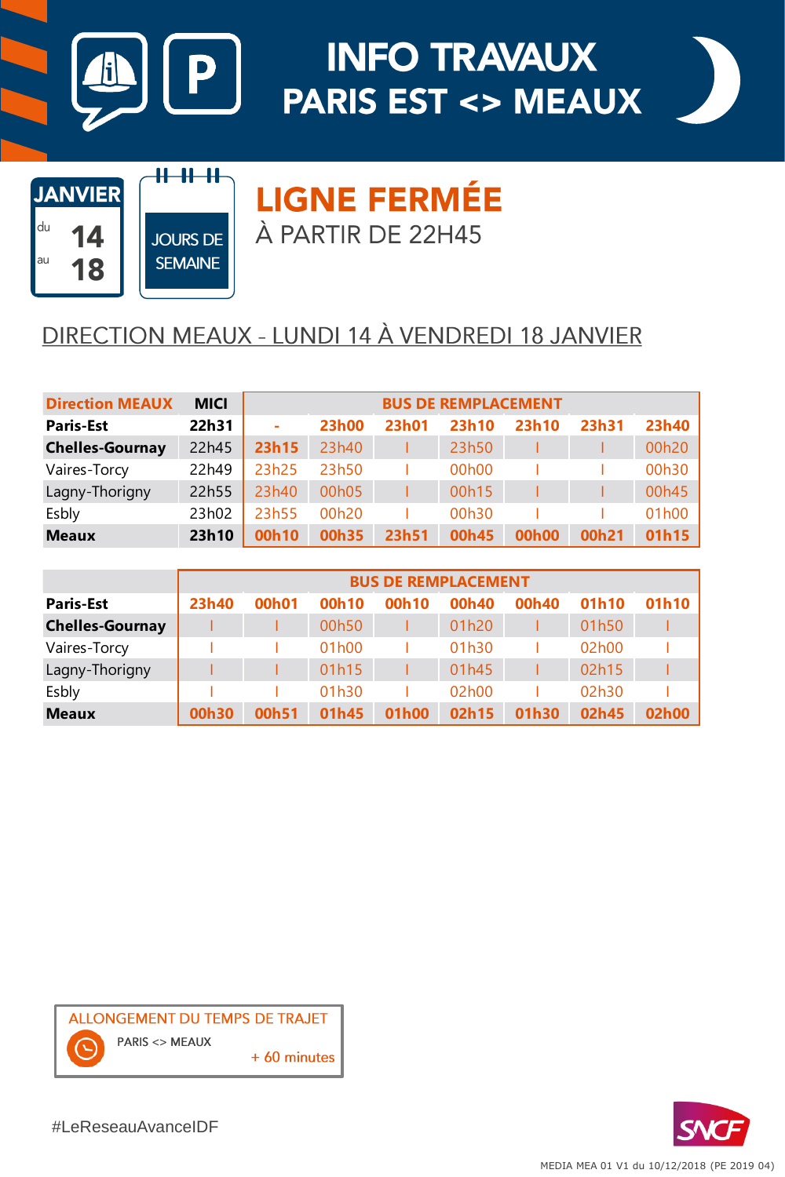# INFO TRAVAUX
# PARIS EST <> MEAUX

JANVIER du 14 au 18

JOURS DE SEMAINE

## LIGNE FERMÉE
À PARTIR DE 22H45

## DIRECTION MEAUX - LUNDI 14 À VENDREDI 18 JANVIER

| Direction MEAUX | MICI | BUS DE REMPLACEMENT | | | | | | |
|---|---|---|---|---|---|---|---|---|
| **Paris-Est** | **22h31** | - | **23h00** | **23h01** | **23h10** | **23h10** | **23h31** | **23h40** |
| **Chelles-Gournay** | 22h45 | **23h15** | 23h40 | I | 23h50 | I | I | 00h20 |
| Vaires-Torcy | 22h49 | 23h25 | 23h50 | I | 00h00 | I | I | 00h30 |
| Lagny-Thorigny | 22h55 | 23h40 | 00h05 | I | 00h15 | I | I | 00h45 |
| Esbly | 23h02 | 23h55 | 00h20 | I | 00h30 | I | I | 01h00 |
| **Meaux** | **23h10** | **00h10** | **00h35** | **23h51** | **00h45** | **00h00** | **00h21** | **01h15** |

| | BUS DE REMPLACEMENT | | | | | | | |
|---|---|---|---|---|---|---|---|---|
| **Paris-Est** | **23h40** | **00h01** | **00h10** | **00h10** | **00h40** | **00h40** | **01h10** | **01h10** |
| **Chelles-Gournay** | I | I | 00h50 | I | 01h20 | I | 01h50 | I |
| Vaires-Torcy | I | I | 01h00 | I | 01h30 | I | 02h00 | I |
| Lagny-Thorigny | I | I | 01h15 | I | 01h45 | I | 02h15 | I |
| Esbly | I | I | 01h30 | I | 02h00 | I | 02h30 | I |
| **Meaux** | **00h30** | **00h51** | **01h45** | **01h00** | **02h15** | **01h30** | **02h45** | **02h00** |

ALLONGEMENT DU TEMPS DE TRAJET

PARIS <> MEAUX + 60 minutes

#LeReseauAvanceIDF

SNCF

MEDIA MEA 01 V1 du 10/12/2018 (PE 2019 04)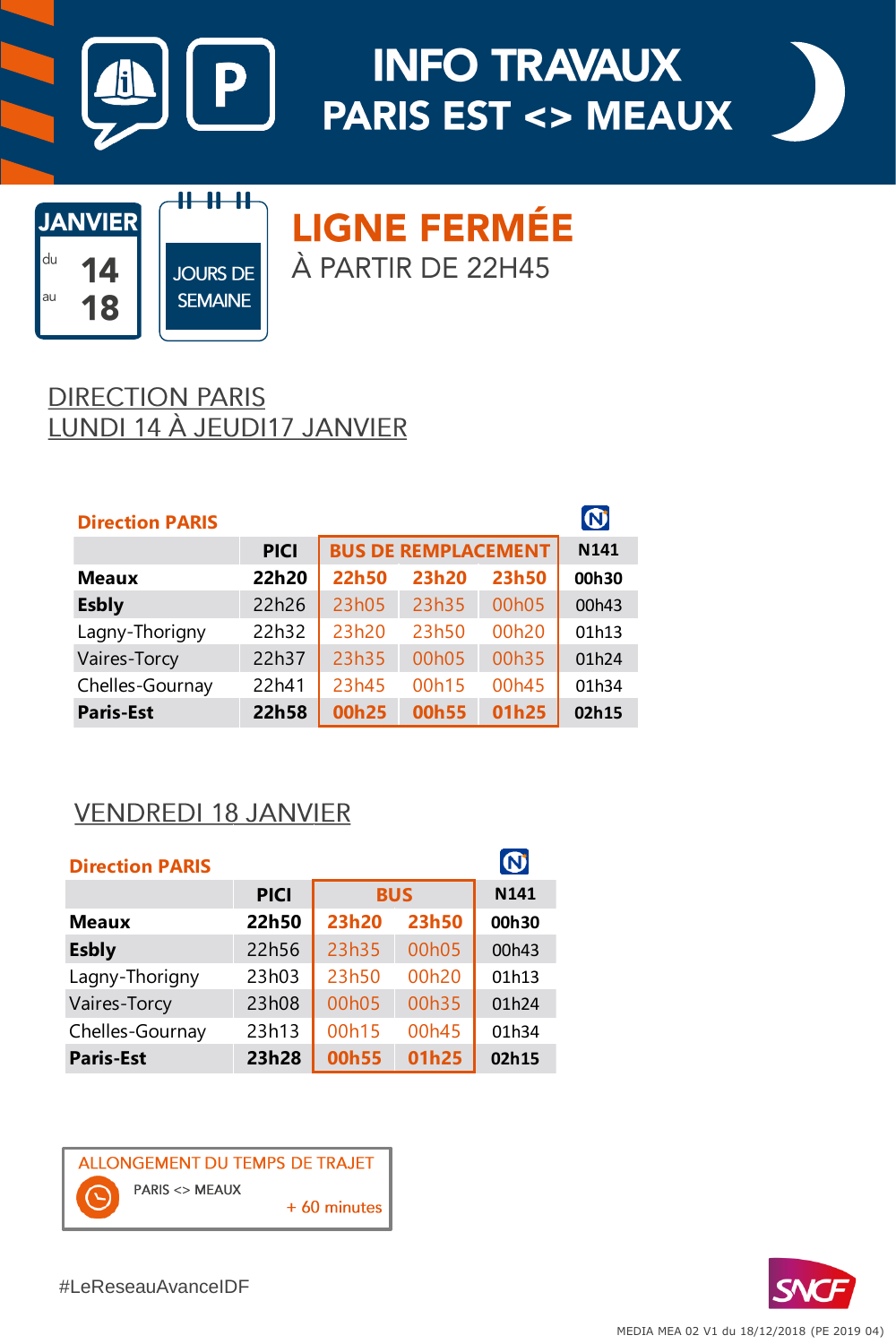# INFO TRAVAUX
# PARIS EST <> MEAUX

JANVIER du 14 au 18

JOURS DE SEMAINE

## LIGNE FERMÉE
À PARTIR DE 22H45

## DIRECTION PARIS
## LUNDI 14 À JEUDI17 JANVIER

**Direction PARIS**

| | PICI | BUS DE REMPLACEMENT | | | N141 |
|---|---|---|---|---|---|
| **Meaux** | **22h20** | **22h50** | **23h20** | **23h50** | **00h30** |
| **Esbly** | 22h26 | 23h05 | 23h35 | 00h05 | 00h43 |
| Lagny-Thorigny | 22h32 | 23h20 | 23h50 | 00h20 | 01h13 |
| Vaires-Torcy | 22h37 | 23h35 | 00h05 | 00h35 | 01h24 |
| Chelles-Gournay | 22h41 | 23h45 | 00h15 | 00h45 | 01h34 |
| **Paris-Est** | **22h58** | **00h25** | **00h55** | **01h25** | **02h15** |

## VENDREDI 18 JANVIER

**Direction PARIS**

| | PICI | BUS | | N141 |
|---|---|---|---|---|
| **Meaux** | **22h50** | **23h20** | **23h50** | **00h30** |
| **Esbly** | 22h56 | 23h35 | 00h05 | 00h43 |
| Lagny-Thorigny | 23h03 | 23h50 | 00h20 | 01h13 |
| Vaires-Torcy | 23h08 | 00h05 | 00h35 | 01h24 |
| Chelles-Gournay | 23h13 | 00h15 | 00h45 | 01h34 |
| **Paris-Est** | **23h28** | **00h55** | **01h25** | **02h15** |

ALLONGEMENT DU TEMPS DE TRAJET
PARIS <> MEAUX
+ 60 minutes

#LeReseauAvanceIDF

SNCF

MEDIA MEA 02 V1 du 18/12/2018 (PE 2019 04)